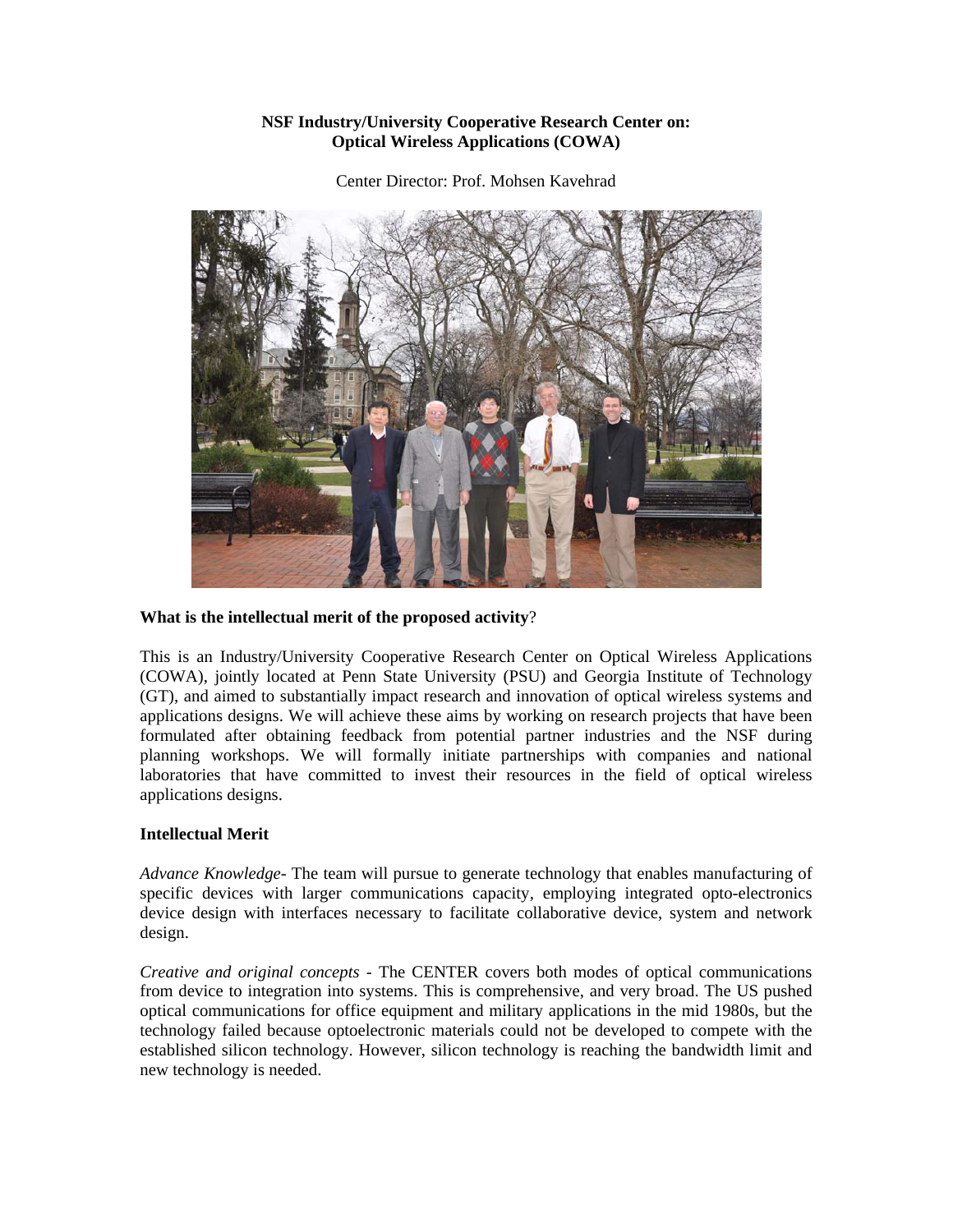**NSF Industry/University Cooperative Research Center on:**
**Optical Wireless Applications (COWA)**

Center Director: Prof. Mohsen Kavehrad

**What is the intellectual merit of the proposed activity**?

This is an Industry/University Cooperative Research Center on Optical Wireless Applications (COWA), jointly located at Penn State University (PSU) and Georgia Institute of Technology (GT), and aimed to substantially impact research and innovation of optical wireless systems and applications designs. We will achieve these aims by working on research projects that have been formulated after obtaining feedback from potential partner industries and the NSF during planning workshops. We will formally initiate partnerships with companies and national laboratories that have committed to invest their resources in the field of optical wireless applications designs.

**Intellectual Merit**

*Advance Knowledge*- The team will pursue to generate technology that enables manufacturing of specific devices with larger communications capacity, employing integrated opto-electronics device design with interfaces necessary to facilitate collaborative device, system and network design.

*Creative and original concepts* - The CENTER covers both modes of optical communications from device to integration into systems. This is comprehensive, and very broad. The US pushed optical communications for office equipment and military applications in the mid 1980s, but the technology failed because optoelectronic materials could not be developed to compete with the established silicon technology. However, silicon technology is reaching the bandwidth limit and new technology is needed.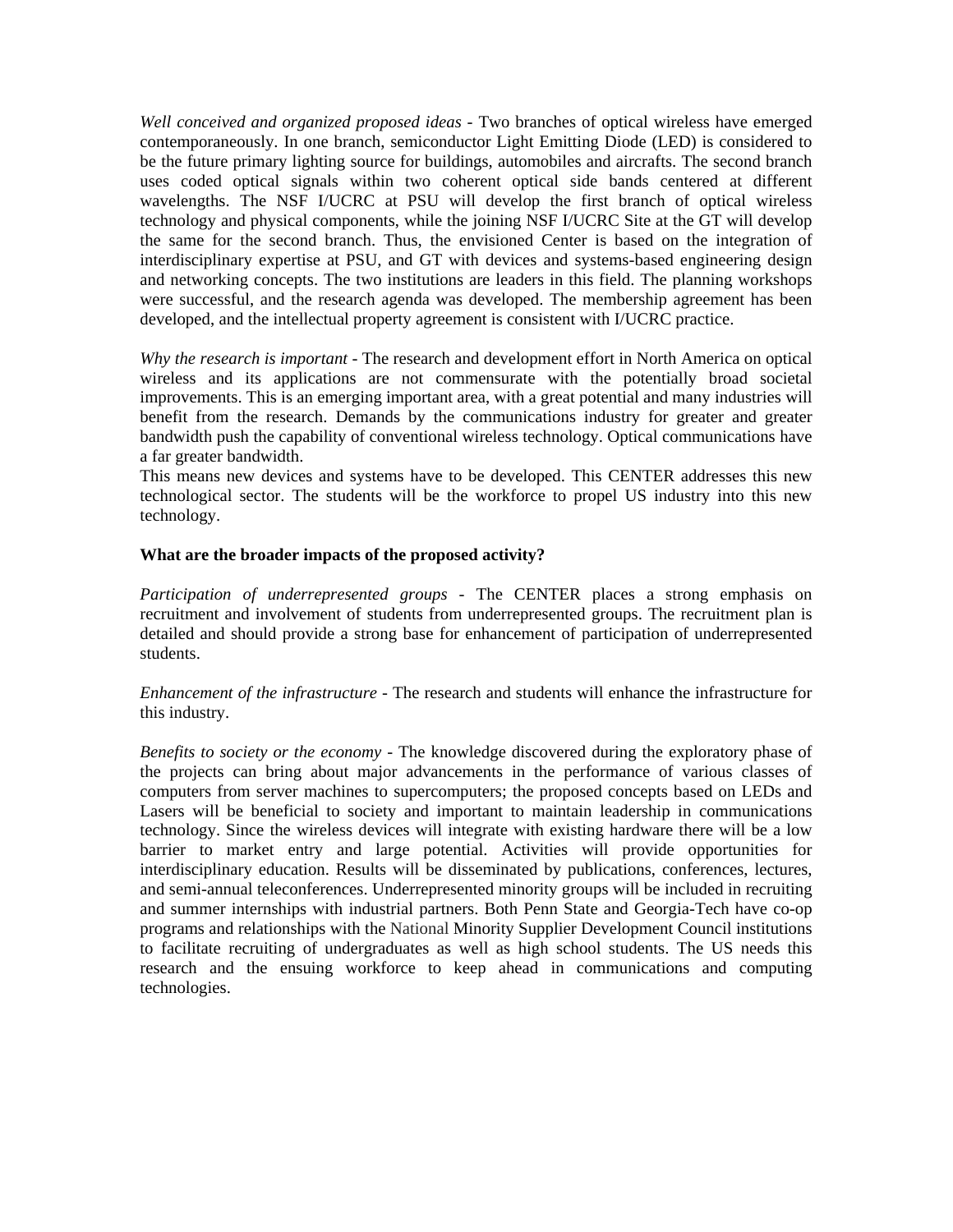*Well conceived and organized proposed ideas* - Two branches of optical wireless have emerged contemporaneously. In one branch, semiconductor Light Emitting Diode (LED) is considered to be the future primary lighting source for buildings, automobiles and aircrafts. The second branch uses coded optical signals within two coherent optical side bands centered at different wavelengths. The NSF I/UCRC at PSU will develop the first branch of optical wireless technology and physical components, while the joining NSF I/UCRC Site at the GT will develop the same for the second branch. Thus, the envisioned Center is based on the integration of interdisciplinary expertise at PSU, and GT with devices and systems-based engineering design and networking concepts. The two institutions are leaders in this field. The planning workshops were successful, and the research agenda was developed. The membership agreement has been developed, and the intellectual property agreement is consistent with I/UCRC practice.

*Why the research is important* - The research and development effort in North America on optical wireless and its applications are not commensurate with the potentially broad societal improvements. This is an emerging important area, with a great potential and many industries will benefit from the research. Demands by the communications industry for greater and greater bandwidth push the capability of conventional wireless technology. Optical communications have a far greater bandwidth.
This means new devices and systems have to be developed. This CENTER addresses this new technological sector. The students will be the workforce to propel US industry into this new technology.

**What are the broader impacts of the proposed activity?**

*Participation of underrepresented groups* - The CENTER places a strong emphasis on recruitment and involvement of students from underrepresented groups. The recruitment plan is detailed and should provide a strong base for enhancement of participation of underrepresented students.

*Enhancement of the infrastructure* - The research and students will enhance the infrastructure for this industry.

*Benefits to society or the economy* - The knowledge discovered during the exploratory phase of the projects can bring about major advancements in the performance of various classes of computers from server machines to supercomputers; the proposed concepts based on LEDs and Lasers will be beneficial to society and important to maintain leadership in communications technology. Since the wireless devices will integrate with existing hardware there will be a low barrier to market entry and large potential. Activities will provide opportunities for interdisciplinary education. Results will be disseminated by publications, conferences, lectures, and semi-annual teleconferences. Underrepresented minority groups will be included in recruiting and summer internships with industrial partners. Both Penn State and Georgia-Tech have co-op programs and relationships with the National Minority Supplier Development Council institutions to facilitate recruiting of undergraduates as well as high school students. The US needs this research and the ensuing workforce to keep ahead in communications and computing technologies.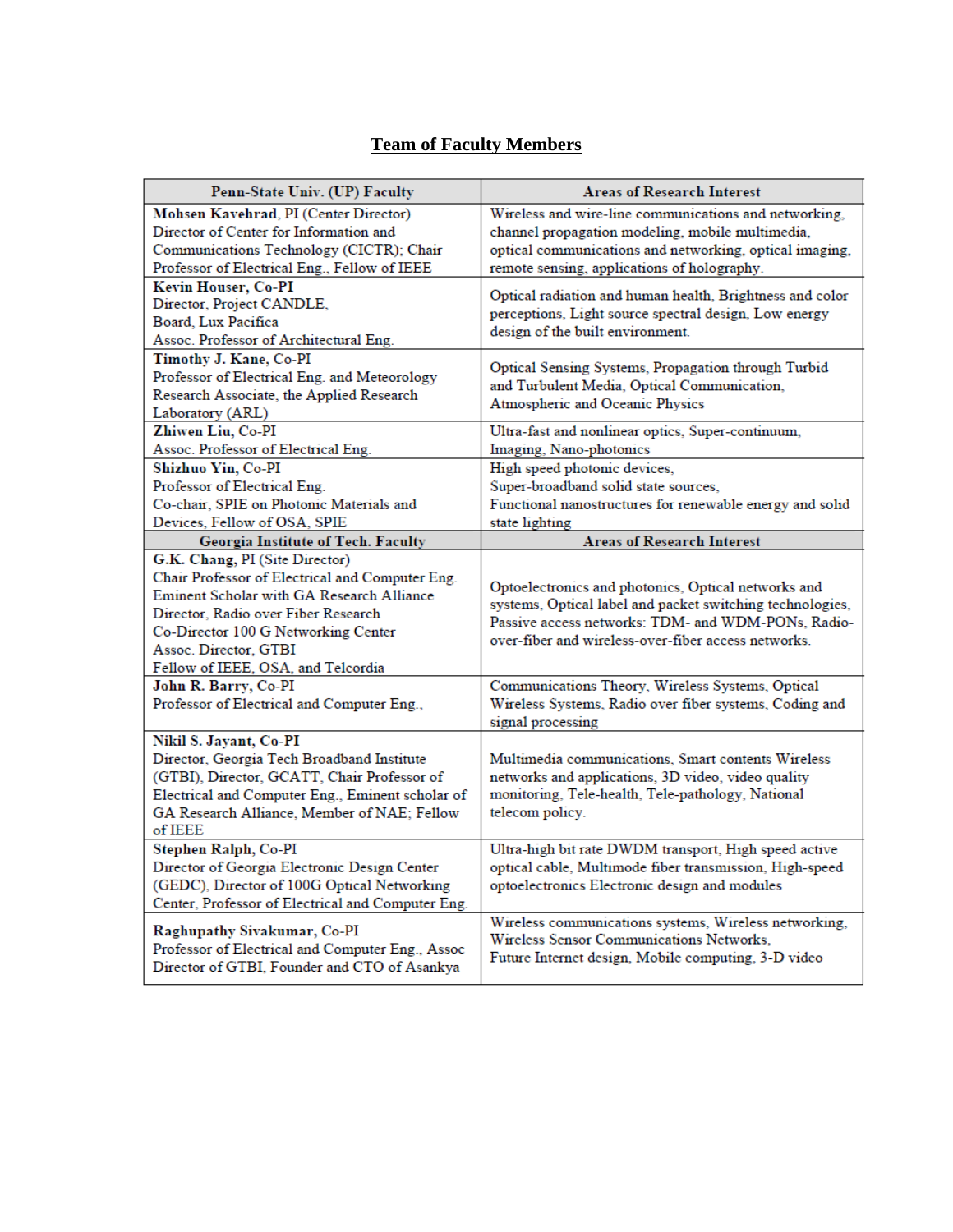## Team of Faculty Members

| Penn-State Univ. (UP) Faculty | Areas of Research Interest |
|---|---|
| **Mohsen Kavehrad**, PI (Center Director)<br>Director of Center for Information and Communications Technology (CICTR); Chair Professor of Electrical Eng., Fellow of IEEE | Wireless and wire-line communications and networking, channel propagation modeling, mobile multimedia, optical communications and networking, optical imaging, remote sensing, applications of holography. |
| **Kevin Houser, Co-PI**<br>Director, Project CANDLE,<br>Board, Lux Pacifica<br>Assoc. Professor of Architectural Eng. | Optical radiation and human health, Brightness and color perceptions, Light source spectral design, Low energy design of the built environment. |
| **Timothy J. Kane, Co-PI**<br>Professor of Electrical Eng. and Meteorology<br>Research Associate, the Applied Research Laboratory (ARL) | Optical Sensing Systems, Propagation through Turbid and Turbulent Media, Optical Communication, Atmospheric and Oceanic Physics |
| **Zhiwen Liu, Co-PI**<br>Assoc. Professor of Electrical Eng. | Ultra-fast and nonlinear optics, Super-continuum, Imaging, Nano-photonics |
| **Shizhuo Yin, Co-PI**<br>Professor of Electrical Eng.<br>Co-chair, SPIE on Photonic Materials and Devices, Fellow of OSA, SPIE | High speed photonic devices,<br>Super-broadband solid state sources,<br>Functional nanostructures for renewable energy and solid state lighting |
| **Georgia Institute of Tech. Faculty** | **Areas of Research Interest** |
| **G.K. Chang**, PI (Site Director)<br>Chair Professor of Electrical and Computer Eng.<br>Eminent Scholar with GA Research Alliance<br>Director, Radio over Fiber Research<br>Co-Director 100 G Networking Center<br>Assoc. Director, GTBI<br>Fellow of IEEE, OSA, and Telcordia | Optoelectronics and photonics, Optical networks and systems, Optical label and packet switching technologies, Passive access networks: TDM- and WDM-PONs, Radio-over-fiber and wireless-over-fiber access networks. |
| **John R. Barry**, Co-PI<br>Professor of Electrical and Computer Eng., | Communications Theory, Wireless Systems, Optical Wireless Systems, Radio over fiber systems, Coding and signal processing |
| **Nikil S. Jayant, Co-PI**<br>Director, Georgia Tech Broadband Institute (GTBI), Director, GCATT, Chair Professor of Electrical and Computer Eng., Eminent scholar of GA Research Alliance, Member of NAE; Fellow of IEEE | Multimedia communications, Smart contents Wireless networks and applications, 3D video, video quality monitoring, Tele-health, Tele-pathology, National telecom policy. |
| **Stephen Ralph, Co-PI**<br>Director of Georgia Electronic Design Center (GEDC), Director of 100G Optical Networking Center, Professor of Electrical and Computer Eng. | Ultra-high bit rate DWDM transport, High speed active optical cable, Multimode fiber transmission, High-speed optoelectronics Electronic design and modules |
| **Raghupathy Sivakumar, Co-PI**<br>Professor of Electrical and Computer Eng., Assoc Director of GTBI, Founder and CTO of Asankya | Wireless communications systems, Wireless networking, Wireless Sensor Communications Networks,<br>Future Internet design, Mobile computing, 3-D video |